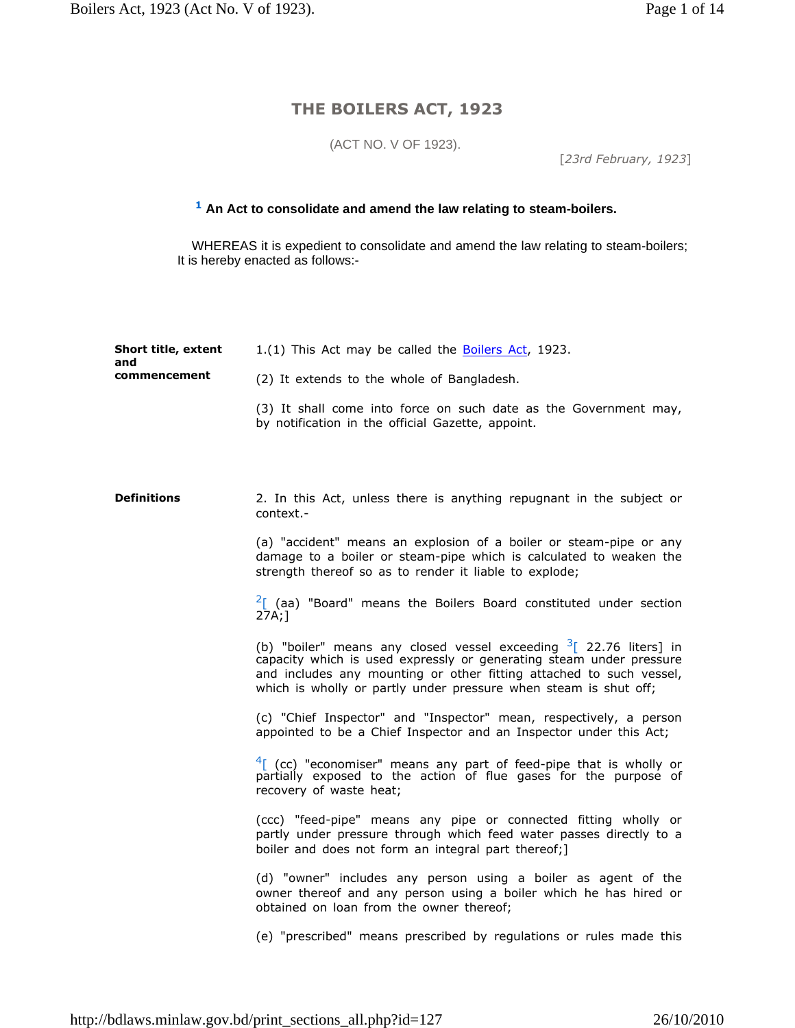# THE BOILERS ACT, 1923

(ACT NO. V OF 1923).

[*23rd February, 1923*]

**[1] An Act to consolidate and amend the law relating to steam-boilers.**

WHEREAS it is expedient to consolidate and amend the law relating to steam-boilers; It is hereby enacted as follows:-

**Short title, extent and commencement**

1.(1) This Act may be called the Boilers Act, 1923.

(2) It extends to the whole of Bangladesh.

(3) It shall come into force on such date as the Government may, by notification in the official Gazette, appoint.

**Definitions**

2. In this Act, unless there is anything repugnant in the subject or context.-

(a) "accident" means an explosion of a boiler or steam-pipe or any damage to a boiler or steam-pipe which is calculated to weaken the strength thereof so as to render it liable to explode;

[2][ (aa) "Board" means the Boilers Board constituted under section 27A;]

(b) "boiler" means any closed vessel exceeding [3][ 22.76 liters] in capacity which is used expressly or generating steam under pressure and includes any mounting or other fitting attached to such vessel, which is wholly or partly under pressure when steam is shut off;

(c) "Chief Inspector" and "Inspector" mean, respectively, a person appointed to be a Chief Inspector and an Inspector under this Act;

[4][ (cc) "economiser" means any part of feed-pipe that is wholly or partially exposed to the action of flue gases for the purpose of recovery of waste heat;

(ccc) "feed-pipe" means any pipe or connected fitting wholly or partly under pressure through which feed water passes directly to a boiler and does not form an integral part thereof;]

(d) "owner" includes any person using a boiler as agent of the owner thereof and any person using a boiler which he has hired or obtained on loan from the owner thereof;

(e) "prescribed" means prescribed by regulations or rules made this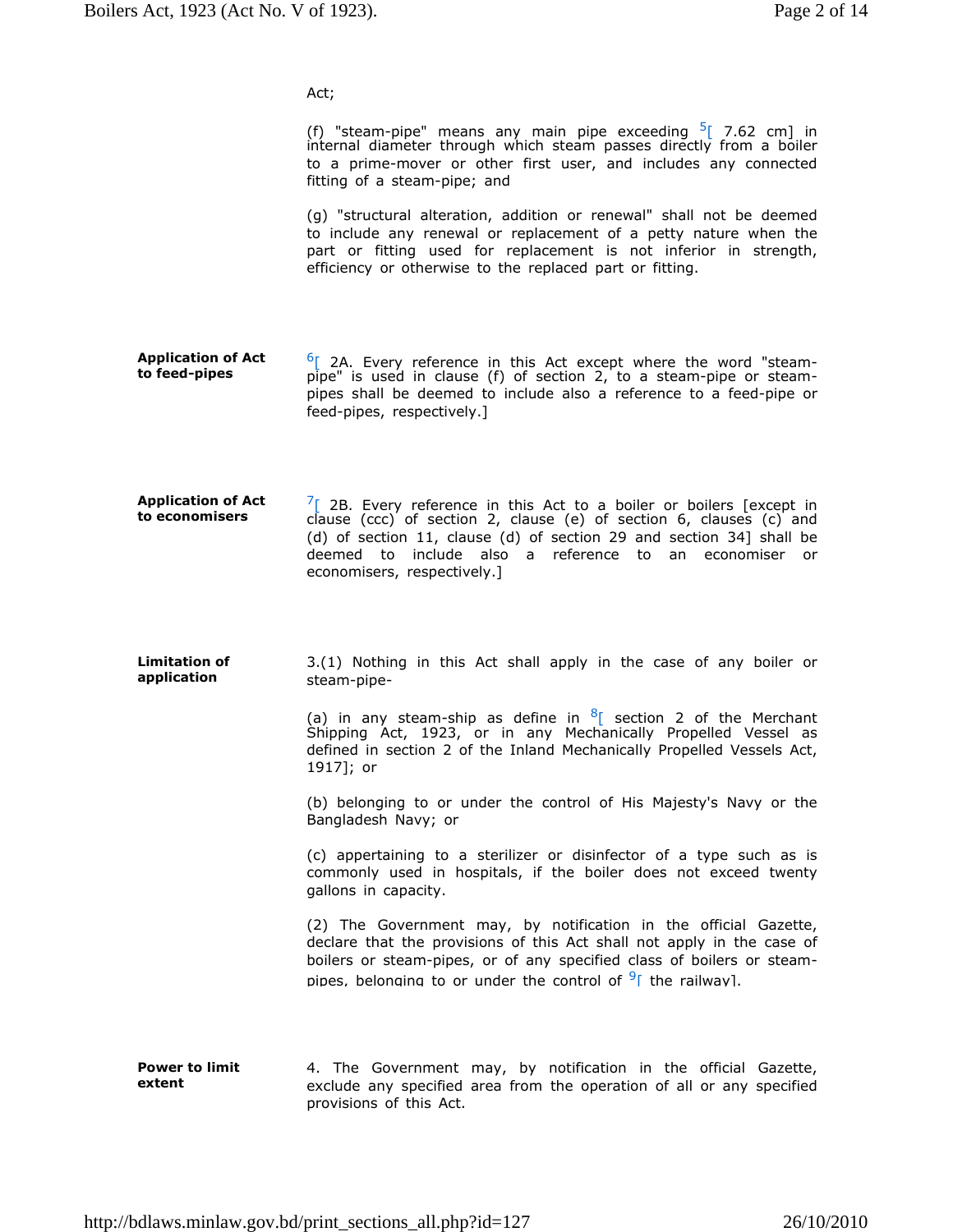Act;

(f) "steam-pipe" means any main pipe exceeding [5][ 7.62 cm] in internal diameter through which steam passes directly from a boiler to a prime-mover or other first user, and includes any connected fitting of a steam-pipe; and

(g) "structural alteration, addition or renewal" shall not be deemed to include any renewal or replacement of a petty nature when the part or fitting used for replacement is not inferior in strength, efficiency or otherwise to the replaced part or fitting.

**Application of Act to feed-pipes**

[6][ 2A. Every reference in this Act except where the word "steam-pipe" is used in clause (f) of section 2, to a steam-pipe or steam-pipes shall be deemed to include also a reference to a feed-pipe or feed-pipes, respectively.]

**Application of Act to economisers**

[7][ 2B. Every reference in this Act to a boiler or boilers [except in clause (ccc) of section 2, clause (e) of section 6, clauses (c) and (d) of section 11, clause (d) of section 29 and section 34] shall be deemed to include also a reference to an economiser or economisers, respectively.]

**Limitation of application**

3.(1) Nothing in this Act shall apply in the case of any boiler or steam-pipe-

(a) in any steam-ship as define in [8][ section 2 of the Merchant Shipping Act, 1923, or in any Mechanically Propelled Vessel as defined in section 2 of the Inland Mechanically Propelled Vessels Act, 1917]; or

(b) belonging to or under the control of His Majesty's Navy or the Bangladesh Navy; or

(c) appertaining to a sterilizer or disinfector of a type such as is commonly used in hospitals, if the boiler does not exceed twenty gallons in capacity.

(2) The Government may, by notification in the official Gazette, declare that the provisions of this Act shall not apply in the case of boilers or steam-pipes, or of any specified class of boilers or steam-pipes, belonging to or under the control of [9][ the railway].

**Power to limit extent**

4. The Government may, by notification in the official Gazette, exclude any specified area from the operation of all or any specified provisions of this Act.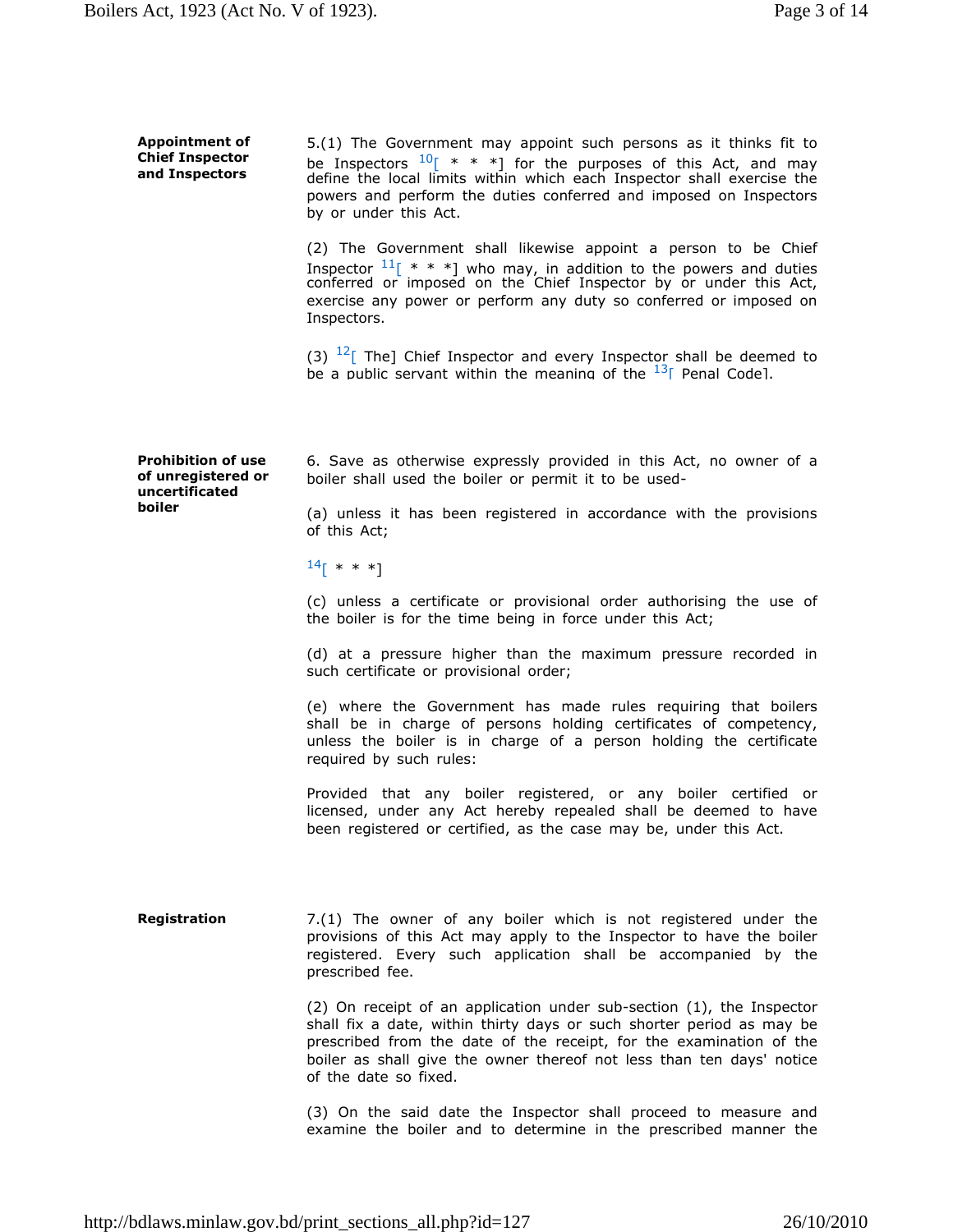**Appointment of Chief Inspector and Inspectors**

5.(1) The Government may appoint such persons as it thinks fit to be Inspectors [10][ * * *] for the purposes of this Act, and may define the local limits within which each Inspector shall exercise the powers and perform the duties conferred and imposed on Inspectors by or under this Act.

(2) The Government shall likewise appoint a person to be Chief Inspector [11][ * * *] who may, in addition to the powers and duties conferred or imposed on the Chief Inspector by or under this Act, exercise any power or perform any duty so conferred or imposed on Inspectors.

(3) [12][ The] Chief Inspector and every Inspector shall be deemed to be a public servant within the meaning of the [13][ Penal Code].

**Prohibition of use of unregistered or uncertificated boiler**

6. Save as otherwise expressly provided in this Act, no owner of a boiler shall used the boiler or permit it to be used-

(a) unless it has been registered in accordance with the provisions of this Act;

[14][ * * *]

(c) unless a certificate or provisional order authorising the use of the boiler is for the time being in force under this Act;

(d) at a pressure higher than the maximum pressure recorded in such certificate or provisional order;

(e) where the Government has made rules requiring that boilers shall be in charge of persons holding certificates of competency, unless the boiler is in charge of a person holding the certificate required by such rules:

Provided that any boiler registered, or any boiler certified or licensed, under any Act hereby repealed shall be deemed to have been registered or certified, as the case may be, under this Act.

**Registration**

7.(1) The owner of any boiler which is not registered under the provisions of this Act may apply to the Inspector to have the boiler registered. Every such application shall be accompanied by the prescribed fee.

(2) On receipt of an application under sub-section (1), the Inspector shall fix a date, within thirty days or such shorter period as may be prescribed from the date of the receipt, for the examination of the boiler as shall give the owner thereof not less than ten days' notice of the date so fixed.

(3) On the said date the Inspector shall proceed to measure and examine the boiler and to determine in the prescribed manner the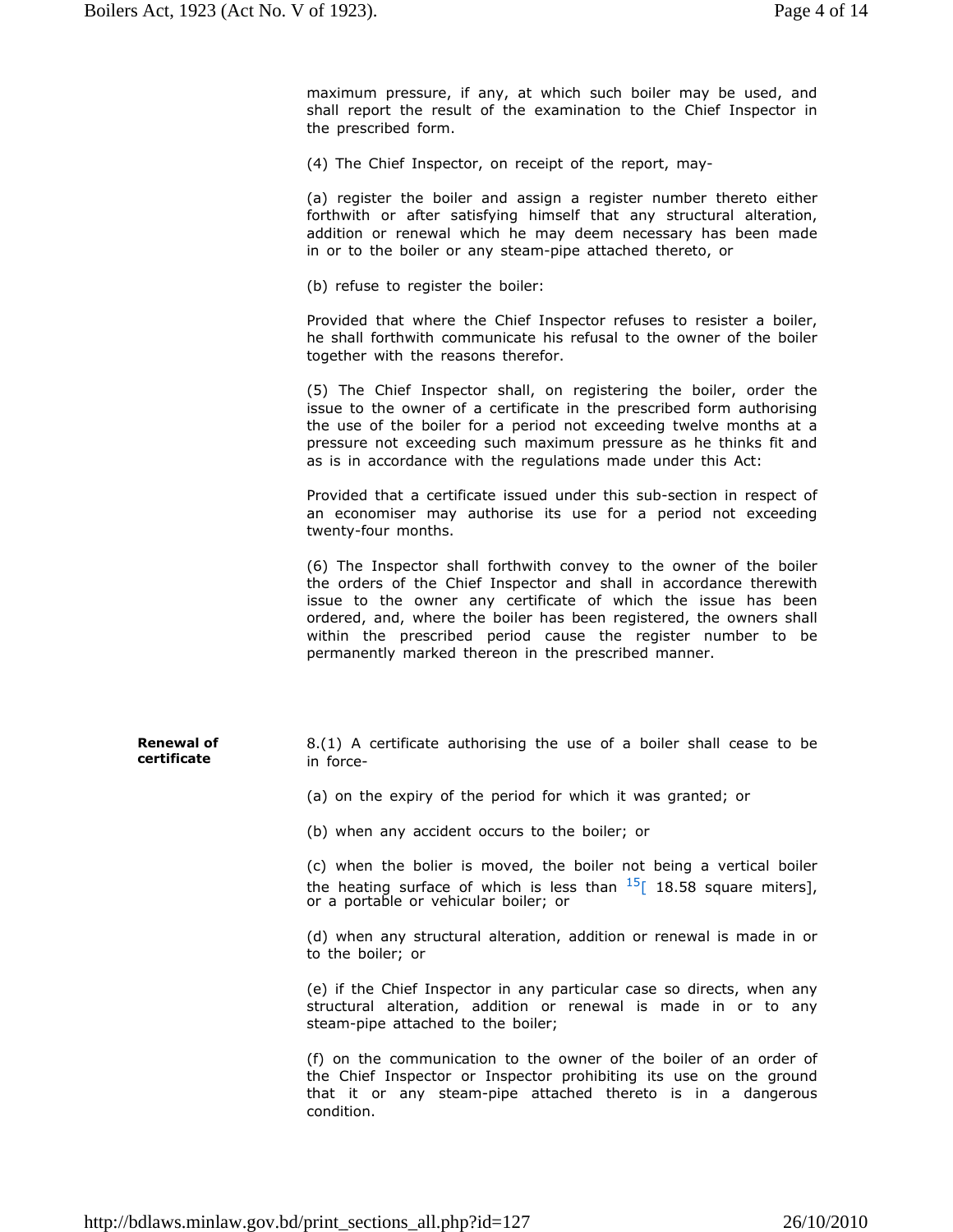maximum pressure, if any, at which such boiler may be used, and shall report the result of the examination to the Chief Inspector in the prescribed form.

(4) The Chief Inspector, on receipt of the report, may-

(a) register the boiler and assign a register number thereto either forthwith or after satisfying himself that any structural alteration, addition or renewal which he may deem necessary has been made in or to the boiler or any steam-pipe attached thereto, or

(b) refuse to register the boiler:

Provided that where the Chief Inspector refuses to resister a boiler, he shall forthwith communicate his refusal to the owner of the boiler together with the reasons therefor.

(5) The Chief Inspector shall, on registering the boiler, order the issue to the owner of a certificate in the prescribed form authorising the use of the boiler for a period not exceeding twelve months at a pressure not exceeding such maximum pressure as he thinks fit and as is in accordance with the regulations made under this Act:

Provided that a certificate issued under this sub-section in respect of an economiser may authorise its use for a period not exceeding twenty-four months.

(6) The Inspector shall forthwith convey to the owner of the boiler the orders of the Chief Inspector and shall in accordance therewith issue to the owner any certificate of which the issue has been ordered, and, where the boiler has been registered, the owners shall within the prescribed period cause the register number to be permanently marked thereon in the prescribed manner.

**Renewal of certificate**

8.(1) A certificate authorising the use of a boiler shall cease to be in force-

(a) on the expiry of the period for which it was granted; or

(b) when any accident occurs to the boiler; or

(c) when the bolier is moved, the boiler not being a vertical boiler the heating surface of which is less than [15][ 18.58 square miters], or a portable or vehicular boiler; or

(d) when any structural alteration, addition or renewal is made in or to the boiler; or

(e) if the Chief Inspector in any particular case so directs, when any structural alteration, addition or renewal is made in or to any steam-pipe attached to the boiler;

(f) on the communication to the owner of the boiler of an order of the Chief Inspector or Inspector prohibiting its use on the ground that it or any steam-pipe attached thereto is in a dangerous condition.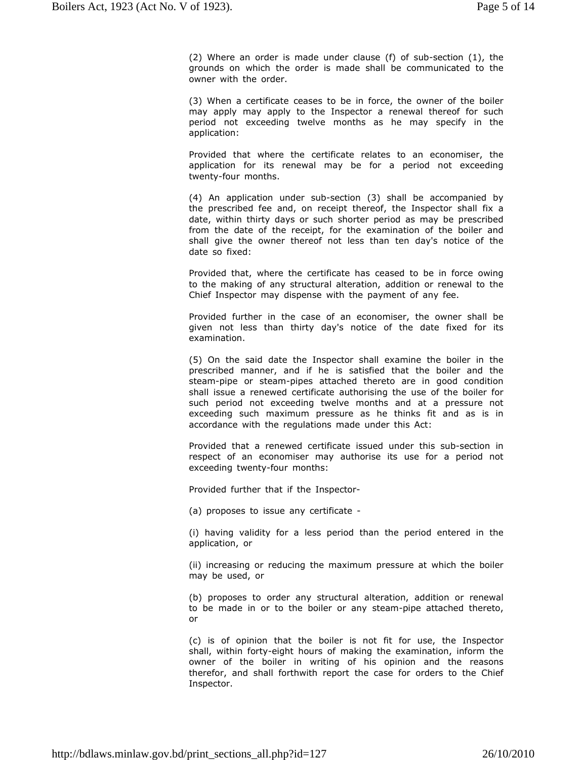(2) Where an order is made under clause (f) of sub-section (1), the grounds on which the order is made shall be communicated to the owner with the order.

(3) When a certificate ceases to be in force, the owner of the boiler may apply may apply to the Inspector a renewal thereof for such period not exceeding twelve months as he may specify in the application:

Provided that where the certificate relates to an economiser, the application for its renewal may be for a period not exceeding twenty-four months.

(4) An application under sub-section (3) shall be accompanied by the prescribed fee and, on receipt thereof, the Inspector shall fix a date, within thirty days or such shorter period as may be prescribed from the date of the receipt, for the examination of the boiler and shall give the owner thereof not less than ten day's notice of the date so fixed:

Provided that, where the certificate has ceased to be in force owing to the making of any structural alteration, addition or renewal to the Chief Inspector may dispense with the payment of any fee.

Provided further in the case of an economiser, the owner shall be given not less than thirty day's notice of the date fixed for its examination.

(5) On the said date the Inspector shall examine the boiler in the prescribed manner, and if he is satisfied that the boiler and the steam-pipe or steam-pipes attached thereto are in good condition shall issue a renewed certificate authorising the use of the boiler for such period not exceeding twelve months and at a pressure not exceeding such maximum pressure as he thinks fit and as is in accordance with the regulations made under this Act:

Provided that a renewed certificate issued under this sub-section in respect of an economiser may authorise its use for a period not exceeding twenty-four months:

Provided further that if the Inspector-

(a) proposes to issue any certificate -

(i) having validity for a less period than the period entered in the application, or

(ii) increasing or reducing the maximum pressure at which the boiler may be used, or

(b) proposes to order any structural alteration, addition or renewal to be made in or to the boiler or any steam-pipe attached thereto, or

(c) is of opinion that the boiler is not fit for use, the Inspector shall, within forty-eight hours of making the examination, inform the owner of the boiler in writing of his opinion and the reasons therefor, and shall forthwith report the case for orders to the Chief Inspector.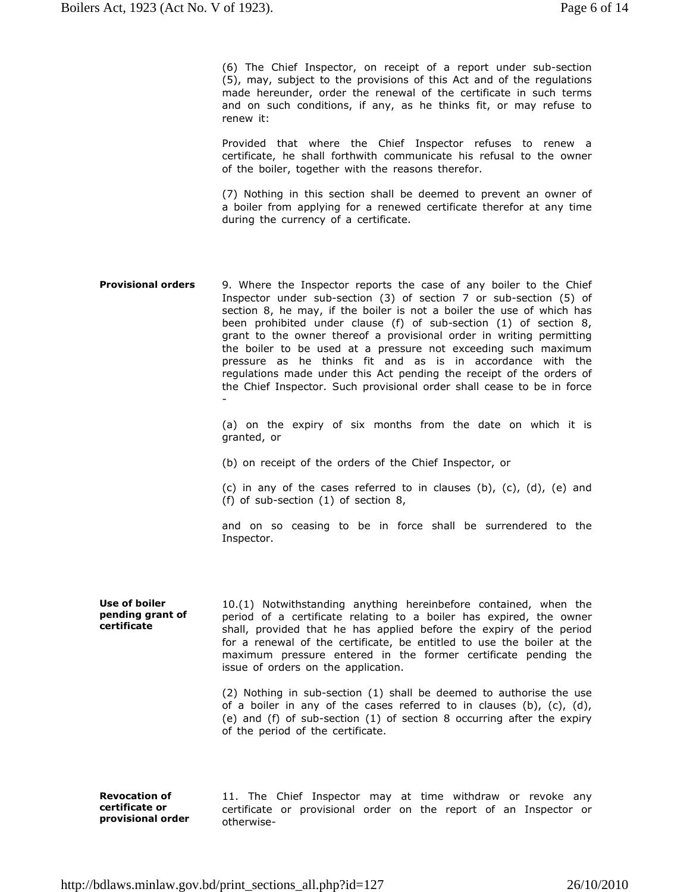(6) The Chief Inspector, on receipt of a report under sub-section (5), may, subject to the provisions of this Act and of the regulations made hereunder, order the renewal of the certificate in such terms and on such conditions, if any, as he thinks fit, or may refuse to renew it:

Provided that where the Chief Inspector refuses to renew a certificate, he shall forthwith communicate his refusal to the owner of the boiler, together with the reasons therefor.

(7) Nothing in this section shall be deemed to prevent an owner of a boiler from applying for a renewed certificate therefor at any time during the currency of a certificate.

**Provisional orders**

9. Where the Inspector reports the case of any boiler to the Chief Inspector under sub-section (3) of section 7 or sub-section (5) of section 8, he may, if the boiler is not a boiler the use of which has been prohibited under clause (f) of sub-section (1) of section 8, grant to the owner thereof a provisional order in writing permitting the boiler to be used at a pressure not exceeding such maximum pressure as he thinks fit and as is in accordance with the regulations made under this Act pending the receipt of the orders of the Chief Inspector. Such provisional order shall cease to be in force -

(a) on the expiry of six months from the date on which it is granted, or

(b) on receipt of the orders of the Chief Inspector, or

(c) in any of the cases referred to in clauses (b), (c), (d), (e) and (f) of sub-section (1) of section 8,

and on so ceasing to be in force shall be surrendered to the Inspector.

**Use of boiler pending grant of certificate**

10.(1) Notwithstanding anything hereinbefore contained, when the period of a certificate relating to a boiler has expired, the owner shall, provided that he has applied before the expiry of the period for a renewal of the certificate, be entitled to use the boiler at the maximum pressure entered in the former certificate pending the issue of orders on the application.

(2) Nothing in sub-section (1) shall be deemed to authorise the use of a boiler in any of the cases referred to in clauses (b), (c), (d), (e) and (f) of sub-section (1) of section 8 occurring after the expiry of the period of the certificate.

**Revocation of certificate or provisional order**

11. The Chief Inspector may at time withdraw or revoke any certificate or provisional order on the report of an Inspector or otherwise-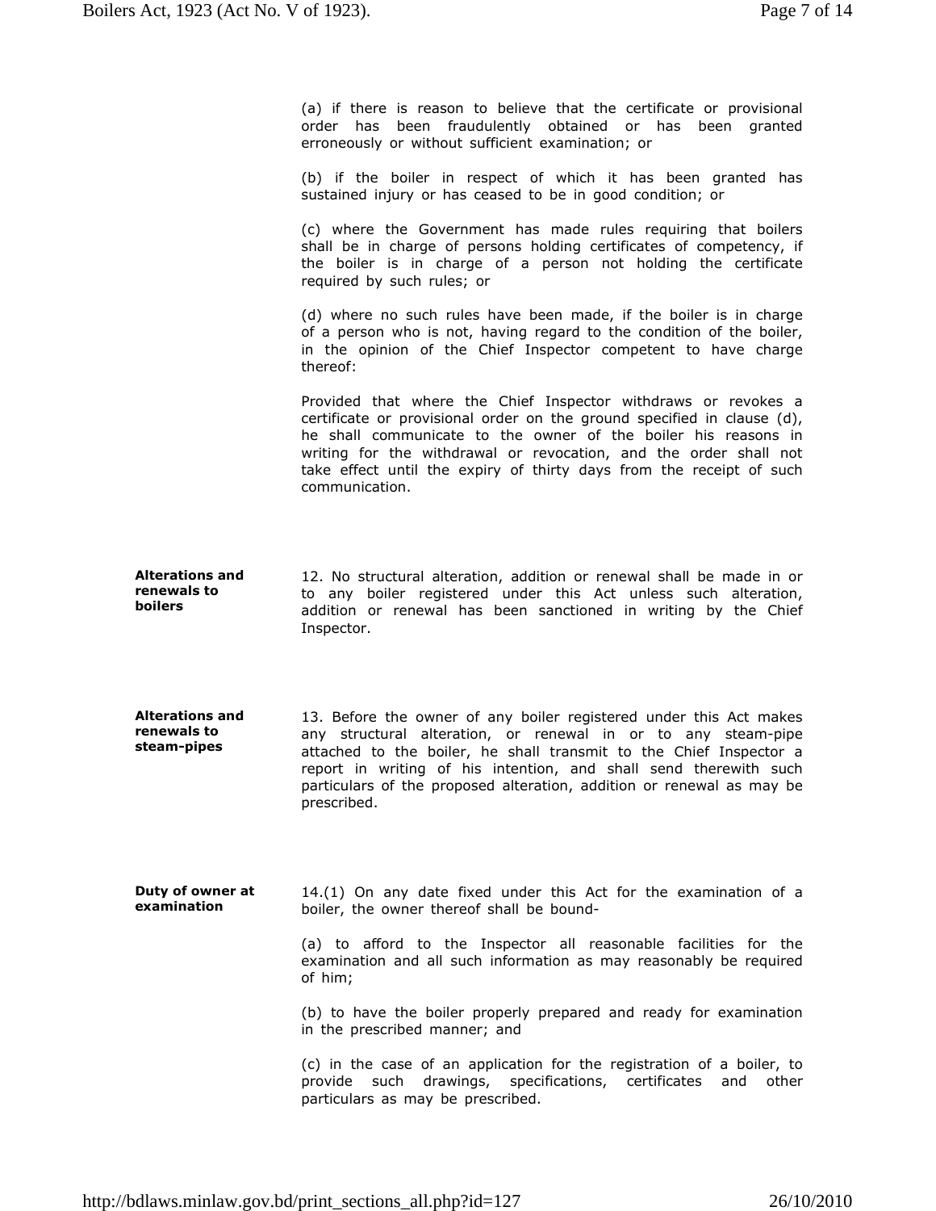(a) if there is reason to believe that the certificate or provisional order has been fraudulently obtained or has been granted erroneously or without sufficient examination; or

(b) if the boiler in respect of which it has been granted has sustained injury or has ceased to be in good condition; or

(c) where the Government has made rules requiring that boilers shall be in charge of persons holding certificates of competency, if the boiler is in charge of a person not holding the certificate required by such rules; or

(d) where no such rules have been made, if the boiler is in charge of a person who is not, having regard to the condition of the boiler, in the opinion of the Chief Inspector competent to have charge thereof:

Provided that where the Chief Inspector withdraws or revokes a certificate or provisional order on the ground specified in clause (d), he shall communicate to the owner of the boiler his reasons in writing for the withdrawal or revocation, and the order shall not take effect until the expiry of thirty days from the receipt of such communication.

**Alterations and renewals to boilers**

12. No structural alteration, addition or renewal shall be made in or to any boiler registered under this Act unless such alteration, addition or renewal has been sanctioned in writing by the Chief Inspector.

**Alterations and renewals to steam-pipes**

13. Before the owner of any boiler registered under this Act makes any structural alteration, or renewal in or to any steam-pipe attached to the boiler, he shall transmit to the Chief Inspector a report in writing of his intention, and shall send therewith such particulars of the proposed alteration, addition or renewal as may be prescribed.

**Duty of owner at examination**

14.(1) On any date fixed under this Act for the examination of a boiler, the owner thereof shall be bound-

(a) to afford to the Inspector all reasonable facilities for the examination and all such information as may reasonably be required of him;

(b) to have the boiler properly prepared and ready for examination in the prescribed manner; and

(c) in the case of an application for the registration of a boiler, to provide such drawings, specifications, certificates and other particulars as may be prescribed.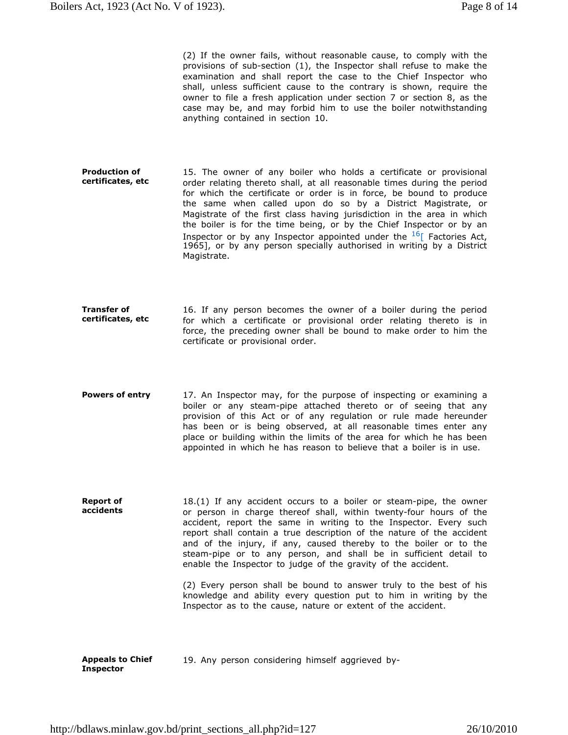(2) If the owner fails, without reasonable cause, to comply with the provisions of sub-section (1), the Inspector shall refuse to make the examination and shall report the case to the Chief Inspector who shall, unless sufficient cause to the contrary is shown, require the owner to file a fresh application under section 7 or section 8, as the case may be, and may forbid him to use the boiler notwithstanding anything contained in section 10.

**Production of certificates, etc**

15. The owner of any boiler who holds a certificate or provisional order relating thereto shall, at all reasonable times during the period for which the certificate or order is in force, be bound to produce the same when called upon do so by a District Magistrate, or Magistrate of the first class having jurisdiction in the area in which the boiler is for the time being, or by the Chief Inspector or by an Inspector or by any Inspector appointed under the [16][ Factories Act, 1965], or by any person specially authorised in writing by a District Magistrate.

**Transfer of certificates, etc**

16. If any person becomes the owner of a boiler during the period for which a certificate or provisional order relating thereto is in force, the preceding owner shall be bound to make order to him the certificate or provisional order.

**Powers of entry**

17. An Inspector may, for the purpose of inspecting or examining a boiler or any steam-pipe attached thereto or of seeing that any provision of this Act or of any regulation or rule made hereunder has been or is being observed, at all reasonable times enter any place or building within the limits of the area for which he has been appointed in which he has reason to believe that a boiler is in use.

**Report of accidents**

18.(1) If any accident occurs to a boiler or steam-pipe, the owner or person in charge thereof shall, within twenty-four hours of the accident, report the same in writing to the Inspector. Every such report shall contain a true description of the nature of the accident and of the injury, if any, caused thereby to the boiler or to the steam-pipe or to any person, and shall be in sufficient detail to enable the Inspector to judge of the gravity of the accident.

(2) Every person shall be bound to answer truly to the best of his knowledge and ability every question put to him in writing by the Inspector as to the cause, nature or extent of the accident.

**Appeals to Chief Inspector**

19. Any person considering himself aggrieved by-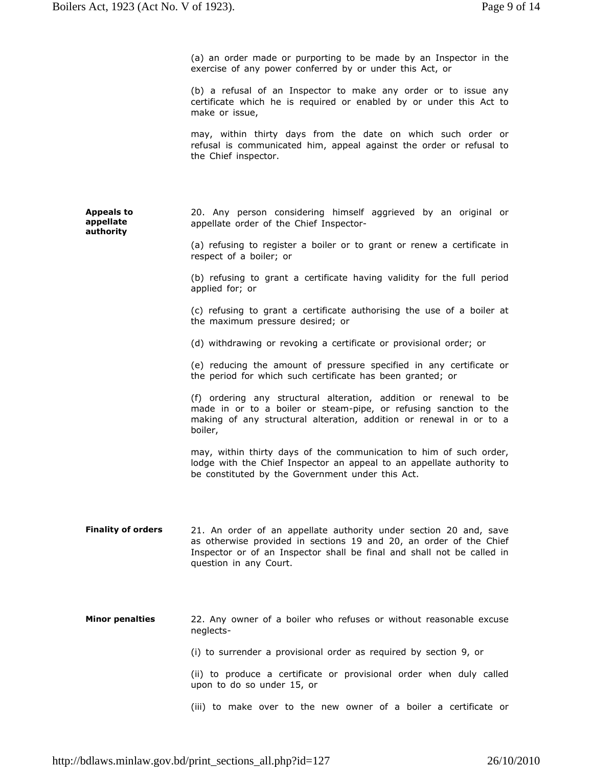(a) an order made or purporting to be made by an Inspector in the exercise of any power conferred by or under this Act, or

(b) a refusal of an Inspector to make any order or to issue any certificate which he is required or enabled by or under this Act to make or issue,

may, within thirty days from the date on which such order or refusal is communicated him, appeal against the order or refusal to the Chief inspector.

**Appeals to appellate authority**

20. Any person considering himself aggrieved by an original or appellate order of the Chief Inspector-

(a) refusing to register a boiler or to grant or renew a certificate in respect of a boiler; or

(b) refusing to grant a certificate having validity for the full period applied for; or

(c) refusing to grant a certificate authorising the use of a boiler at the maximum pressure desired; or

(d) withdrawing or revoking a certificate or provisional order; or

(e) reducing the amount of pressure specified in any certificate or the period for which such certificate has been granted; or

(f) ordering any structural alteration, addition or renewal to be made in or to a boiler or steam-pipe, or refusing sanction to the making of any structural alteration, addition or renewal in or to a boiler,

may, within thirty days of the communication to him of such order, lodge with the Chief Inspector an appeal to an appellate authority to be constituted by the Government under this Act.

**Finality of orders**

21. An order of an appellate authority under section 20 and, save as otherwise provided in sections 19 and 20, an order of the Chief Inspector or of an Inspector shall be final and shall not be called in question in any Court.

**Minor penalties**

22. Any owner of a boiler who refuses or without reasonable excuse neglects-

(i) to surrender a provisional order as required by section 9, or

(ii) to produce a certificate or provisional order when duly called upon to do so under 15, or

(iii) to make over to the new owner of a boiler a certificate or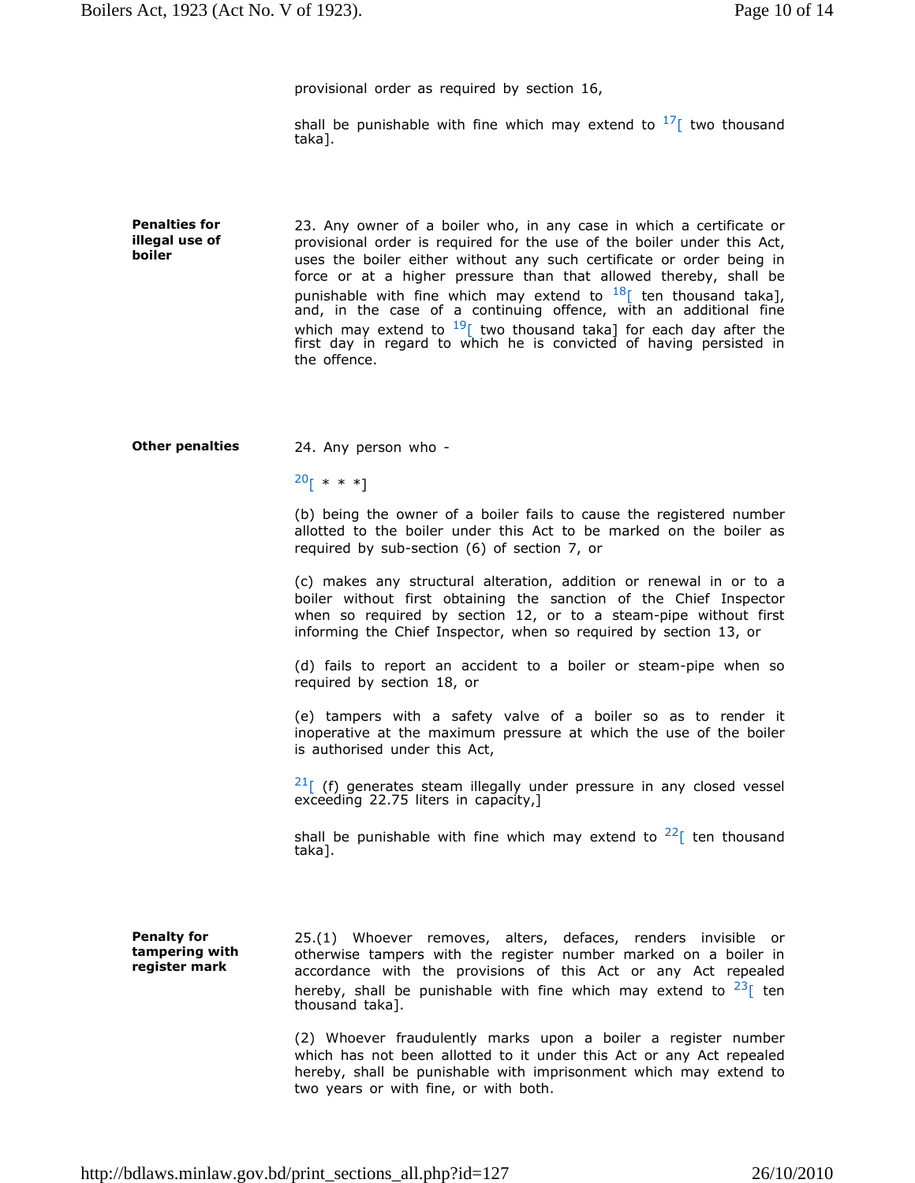provisional order as required by section 16,

shall be punishable with fine which may extend to [17][ two thousand taka].

**Penalties for illegal use of boiler**

23. Any owner of a boiler who, in any case in which a certificate or provisional order is required for the use of the boiler under this Act, uses the boiler either without any such certificate or order being in force or at a higher pressure than that allowed thereby, shall be punishable with fine which may extend to [18][ ten thousand taka], and, in the case of a continuing offence, with an additional fine which may extend to [19][ two thousand taka] for each day after the first day in regard to which he is convicted of having persisted in the offence.

**Other penalties**

24. Any person who -

[20][ * * *]

(b) being the owner of a boiler fails to cause the registered number allotted to the boiler under this Act to be marked on the boiler as required by sub-section (6) of section 7, or

(c) makes any structural alteration, addition or renewal in or to a boiler without first obtaining the sanction of the Chief Inspector when so required by section 12, or to a steam-pipe without first informing the Chief Inspector, when so required by section 13, or

(d) fails to report an accident to a boiler or steam-pipe when so required by section 18, or

(e) tampers with a safety valve of a boiler so as to render it inoperative at the maximum pressure at which the use of the boiler is authorised under this Act,

[21][ (f) generates steam illegally under pressure in any closed vessel exceeding 22.75 liters in capacity,]

shall be punishable with fine which may extend to [22][ ten thousand taka].

**Penalty for tampering with register mark**

25.(1) Whoever removes, alters, defaces, renders invisible or otherwise tampers with the register number marked on a boiler in accordance with the provisions of this Act or any Act repealed hereby, shall be punishable with fine which may extend to [23][ ten thousand taka].

(2) Whoever fraudulently marks upon a boiler a register number which has not been allotted to it under this Act or any Act repealed hereby, shall be punishable with imprisonment which may extend to two years or with fine, or with both.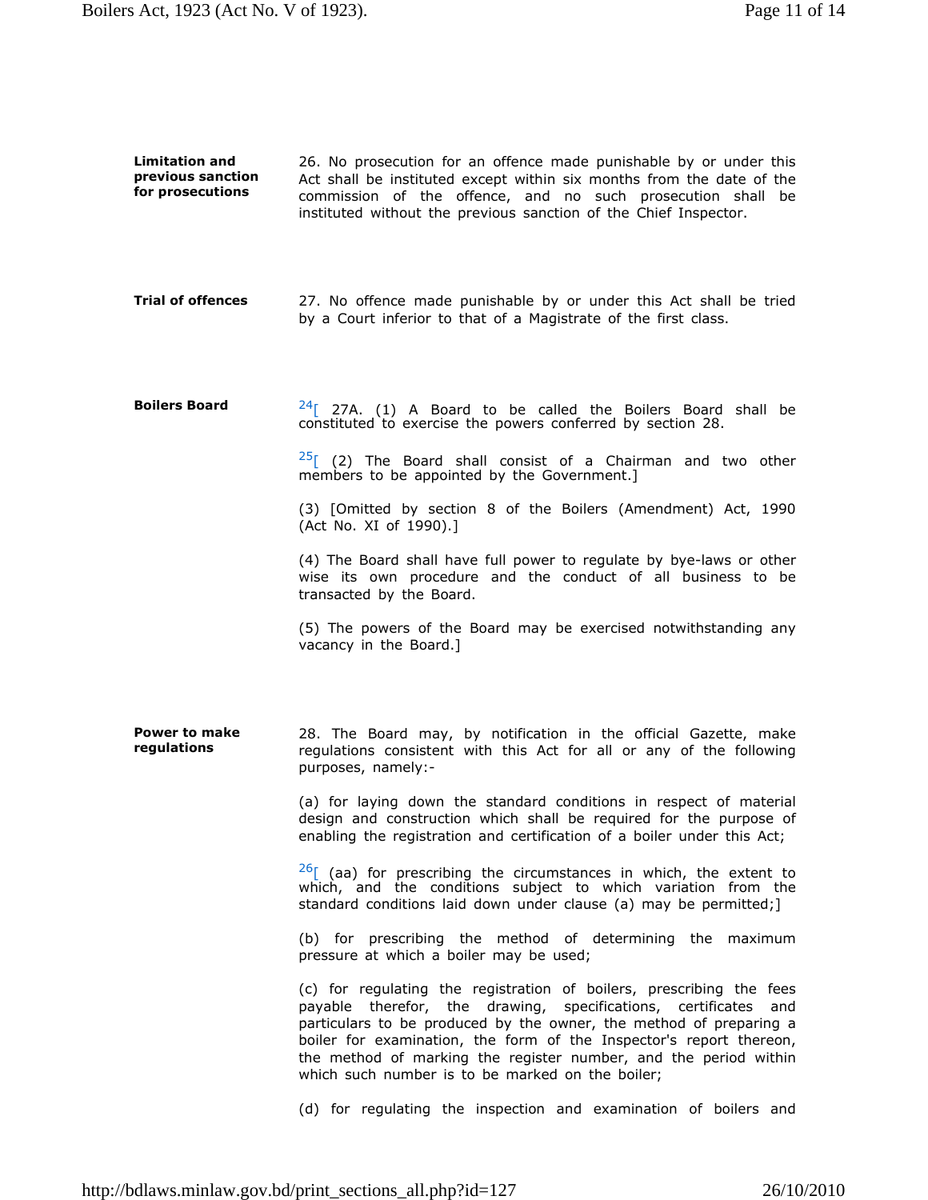**Limitation and previous sanction for prosecutions**

26. No prosecution for an offence made punishable by or under this Act shall be instituted except within six months from the date of the commission of the offence, and no such prosecution shall be instituted without the previous sanction of the Chief Inspector.

**Trial of offences**

27. No offence made punishable by or under this Act shall be tried by a Court inferior to that of a Magistrate of the first class.

**Boilers Board**

[24][ 27A. (1) A Board to be called the Boilers Board shall be constituted to exercise the powers conferred by section 28.

[25][ (2) The Board shall consist of a Chairman and two other members to be appointed by the Government.]

(3) [Omitted by section 8 of the Boilers (Amendment) Act, 1990 (Act No. XI of 1990).]

(4) The Board shall have full power to regulate by bye-laws or other wise its own procedure and the conduct of all business to be transacted by the Board.

(5) The powers of the Board may be exercised notwithstanding any vacancy in the Board.]

**Power to make regulations**

28. The Board may, by notification in the official Gazette, make regulations consistent with this Act for all or any of the following purposes, namely:-

(a) for laying down the standard conditions in respect of material design and construction which shall be required for the purpose of enabling the registration and certification of a boiler under this Act;

[26][ (aa) for prescribing the circumstances in which, the extent to which, and the conditions subject to which variation from the standard conditions laid down under clause (a) may be permitted;]

(b) for prescribing the method of determining the maximum pressure at which a boiler may be used;

(c) for regulating the registration of boilers, prescribing the fees payable therefor, the drawing, specifications, certificates and particulars to be produced by the owner, the method of preparing a boiler for examination, the form of the Inspector's report thereon, the method of marking the register number, and the period within which such number is to be marked on the boiler;

(d) for regulating the inspection and examination of boilers and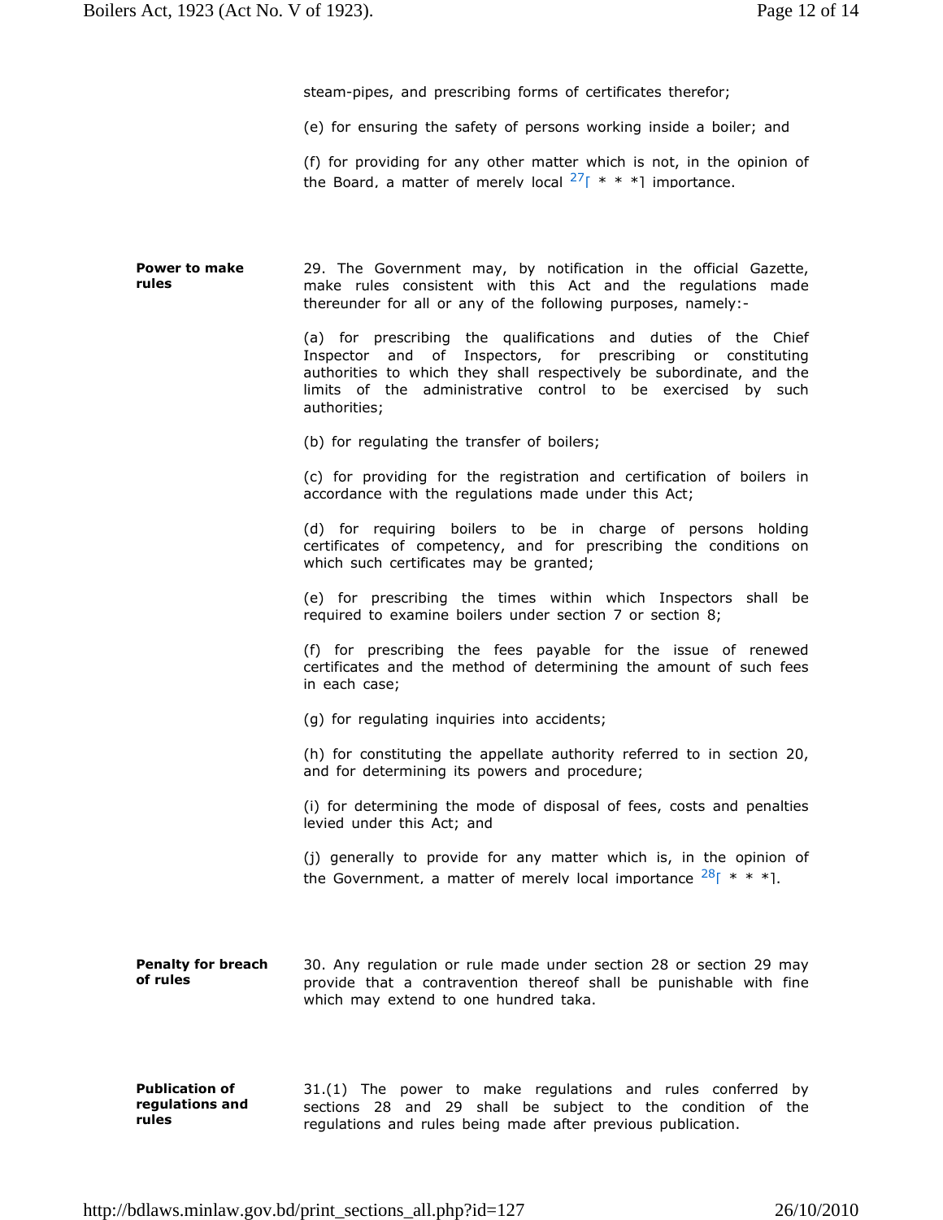steam-pipes, and prescribing forms of certificates therefor;

(e) for ensuring the safety of persons working inside a boiler; and

(f) for providing for any other matter which is not, in the opinion of the Board, a matter of merely local [27][ * * *] importance.

**Power to make rules**

29. The Government may, by notification in the official Gazette, make rules consistent with this Act and the regulations made thereunder for all or any of the following purposes, namely:-

(a) for prescribing the qualifications and duties of the Chief Inspector and of Inspectors, for prescribing or constituting authorities to which they shall respectively be subordinate, and the limits of the administrative control to be exercised by such authorities;

(b) for regulating the transfer of boilers;

(c) for providing for the registration and certification of boilers in accordance with the regulations made under this Act;

(d) for requiring boilers to be in charge of persons holding certificates of competency, and for prescribing the conditions on which such certificates may be granted;

(e) for prescribing the times within which Inspectors shall be required to examine boilers under section 7 or section 8;

(f) for prescribing the fees payable for the issue of renewed certificates and the method of determining the amount of such fees in each case;

(g) for regulating inquiries into accidents;

(h) for constituting the appellate authority referred to in section 20, and for determining its powers and procedure;

(i) for determining the mode of disposal of fees, costs and penalties levied under this Act; and

(j) generally to provide for any matter which is, in the opinion of the Government, a matter of merely local importance [28][ * * *].

**Penalty for breach of rules**

30. Any regulation or rule made under section 28 or section 29 may provide that a contravention thereof shall be punishable with fine which may extend to one hundred taka.

**Publication of regulations and rules**

31.(1) The power to make regulations and rules conferred by sections 28 and 29 shall be subject to the condition of the regulations and rules being made after previous publication.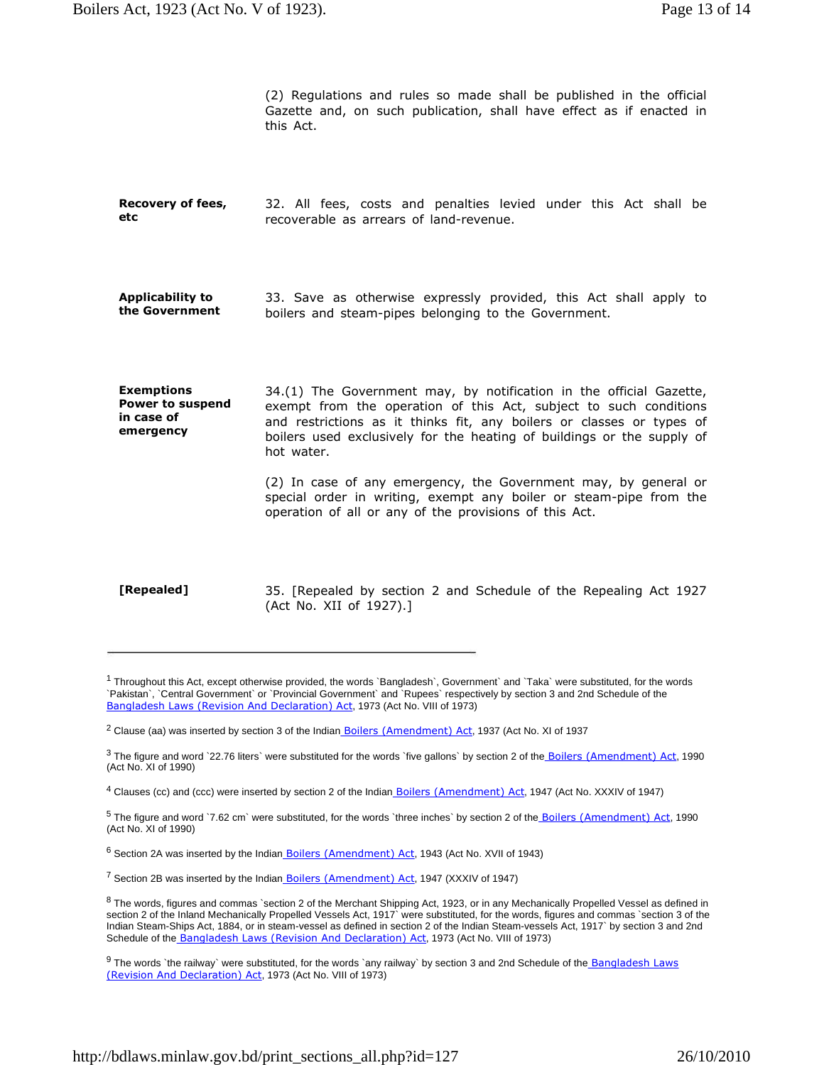(2) Regulations and rules so made shall be published in the official Gazette and, on such publication, shall have effect as if enacted in this Act.

**Recovery of fees, etc**

32. All fees, costs and penalties levied under this Act shall be recoverable as arrears of land-revenue.

**Applicability to the Government**

33. Save as otherwise expressly provided, this Act shall apply to boilers and steam-pipes belonging to the Government.

**Exemptions Power to suspend in case of emergency**

34.(1) The Government may, by notification in the official Gazette, exempt from the operation of this Act, subject to such conditions and restrictions as it thinks fit, any boilers or classes or types of boilers used exclusively for the heating of buildings or the supply of hot water.

(2) In case of any emergency, the Government may, by general or special order in writing, exempt any boiler or steam-pipe from the operation of all or any of the provisions of this Act.

**[Repealed]**

35. [Repealed by section 2 and Schedule of the Repealing Act 1927 (Act No. XII of 1927).]

---

[1] Throughout this Act, except otherwise provided, the words `Bangladesh`, Government` and `Taka` were substituted, for the words `Pakistan`, `Central Government` or `Provincial Government` and `Rupees` respectively by section 3 and 2nd Schedule of the Bangladesh Laws (Revision And Declaration) Act, 1973 (Act No. VIII of 1973)

[2] Clause (aa) was inserted by section 3 of the Indian Boilers (Amendment) Act, 1937 (Act No. XI of 1937

[3] The figure and word `22.76 liters` were substituted for the words `five gallons` by section 2 of the Boilers (Amendment) Act, 1990 (Act No. XI of 1990)

[4] Clauses (cc) and (ccc) were inserted by section 2 of the Indian Boilers (Amendment) Act, 1947 (Act No. XXXIV of 1947)

[5] The figure and word `7.62 cm` were substituted, for the words `three inches` by section 2 of the Boilers (Amendment) Act, 1990 (Act No. XI of 1990)

[6] Section 2A was inserted by the Indian Boilers (Amendment) Act, 1943 (Act No. XVII of 1943)

[7] Section 2B was inserted by the Indian Boilers (Amendment) Act, 1947 (XXXIV of 1947)

[8] The words, figures and commas `section 2 of the Merchant Shipping Act, 1923, or in any Mechanically Propelled Vessel as defined in section 2 of the Inland Mechanically Propelled Vessels Act, 1917` were substituted, for the words, figures and commas `section 3 of the Indian Steam-Ships Act, 1884, or in steam-vessel as defined in section 2 of the Indian Steam-vessels Act, 1917` by section 3 and 2nd Schedule of the Bangladesh Laws (Revision And Declaration) Act, 1973 (Act No. VIII of 1973)

[9] The words `the railway` were substituted, for the words `any railway` by section 3 and 2nd Schedule of the Bangladesh Laws (Revision And Declaration) Act, 1973 (Act No. VIII of 1973)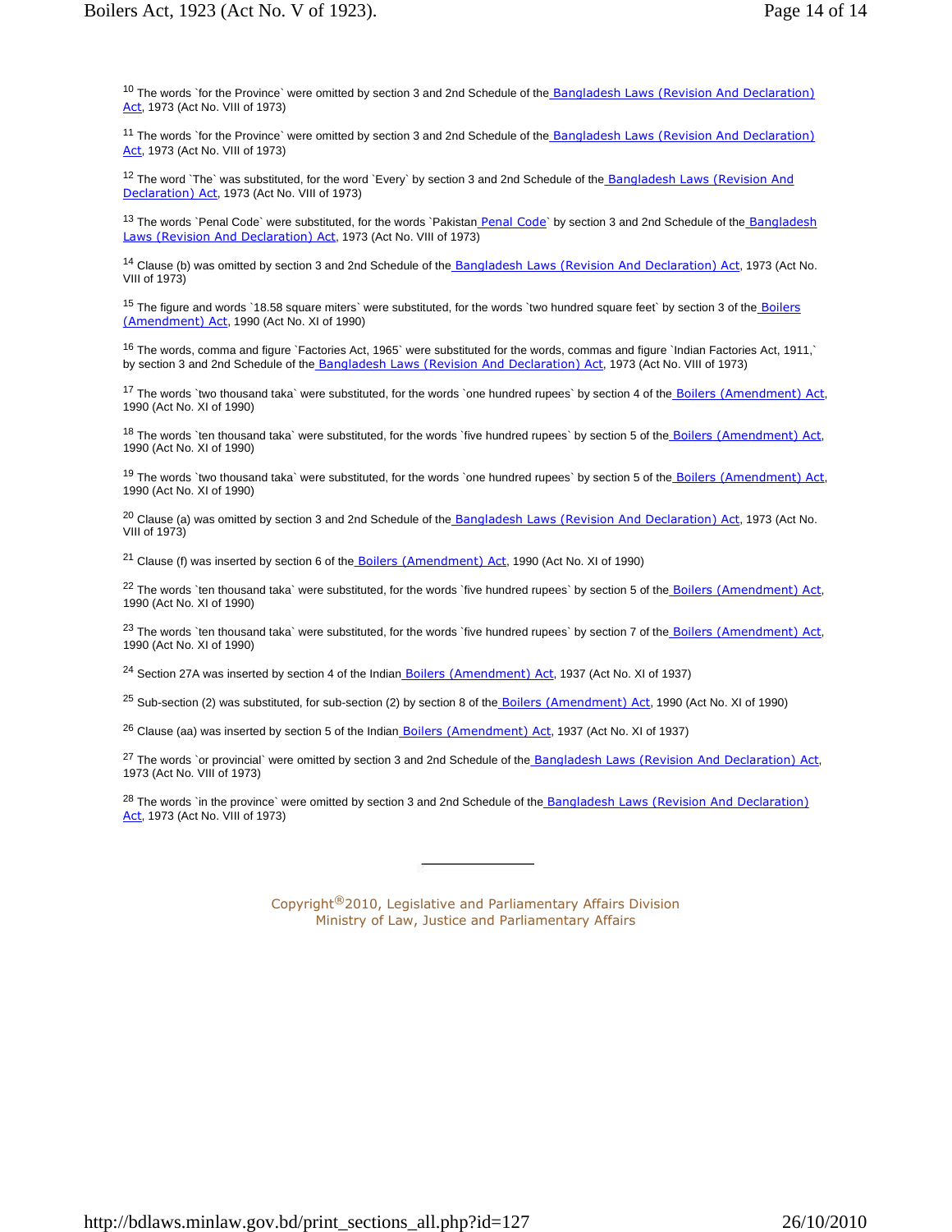[10] The words `for the Province` were omitted by section 3 and 2nd Schedule of the Bangladesh Laws (Revision And Declaration) Act, 1973 (Act No. VIII of 1973)

[11] The words `for the Province` were omitted by section 3 and 2nd Schedule of the Bangladesh Laws (Revision And Declaration) Act, 1973 (Act No. VIII of 1973)

[12] The word `The` was substituted, for the word `Every` by section 3 and 2nd Schedule of the Bangladesh Laws (Revision And Declaration) Act, 1973 (Act No. VIII of 1973)

[13] The words `Penal Code` were substituted, for the words `Pakistan Penal Code` by section 3 and 2nd Schedule of the Bangladesh Laws (Revision And Declaration) Act, 1973 (Act No. VIII of 1973)

[14] Clause (b) was omitted by section 3 and 2nd Schedule of the Bangladesh Laws (Revision And Declaration) Act, 1973 (Act No. VIII of 1973)

[15] The figure and words `18.58 square miters` were substituted, for the words `two hundred square feet` by section 3 of the Boilers (Amendment) Act, 1990 (Act No. XI of 1990)

[16] The words, comma and figure `Factories Act, 1965` were substituted for the words, commas and figure `Indian Factories Act, 1911,` by section 3 and 2nd Schedule of the Bangladesh Laws (Revision And Declaration) Act, 1973 (Act No. VIII of 1973)

[17] The words `two thousand taka` were substituted, for the words `one hundred rupees` by section 4 of the Boilers (Amendment) Act, 1990 (Act No. XI of 1990)

[18] The words `ten thousand taka` were substituted, for the words `five hundred rupees` by section 5 of the Boilers (Amendment) Act, 1990 (Act No. XI of 1990)

[19] The words `two thousand taka` were substituted, for the words `one hundred rupees` by section 5 of the Boilers (Amendment) Act, 1990 (Act No. XI of 1990)

[20] Clause (a) was omitted by section 3 and 2nd Schedule of the Bangladesh Laws (Revision And Declaration) Act, 1973 (Act No. VIII of 1973)

[21] Clause (f) was inserted by section 6 of the Boilers (Amendment) Act, 1990 (Act No. XI of 1990)

[22] The words `ten thousand taka` were substituted, for the words `five hundred rupees` by section 5 of the Boilers (Amendment) Act, 1990 (Act No. XI of 1990)

[23] The words `ten thousand taka` were substituted, for the words `five hundred rupees` by section 7 of the Boilers (Amendment) Act, 1990 (Act No. XI of 1990)

[24] Section 27A was inserted by section 4 of the Indian Boilers (Amendment) Act, 1937 (Act No. XI of 1937)

[25] Sub-section (2) was substituted, for sub-section (2) by section 8 of the Boilers (Amendment) Act, 1990 (Act No. XI of 1990)

[26] Clause (aa) was inserted by section 5 of the Indian Boilers (Amendment) Act, 1937 (Act No. XI of 1937)

[27] The words `or provincial` were omitted by section 3 and 2nd Schedule of the Bangladesh Laws (Revision And Declaration) Act, 1973 (Act No. VIII of 1973)

[28] The words `in the province` were omitted by section 3 and 2nd Schedule of the Bangladesh Laws (Revision And Declaration) Act, 1973 (Act No. VIII of 1973)

---

Copyright®2010, Legislative and Parliamentary Affairs Division
Ministry of Law, Justice and Parliamentary Affairs